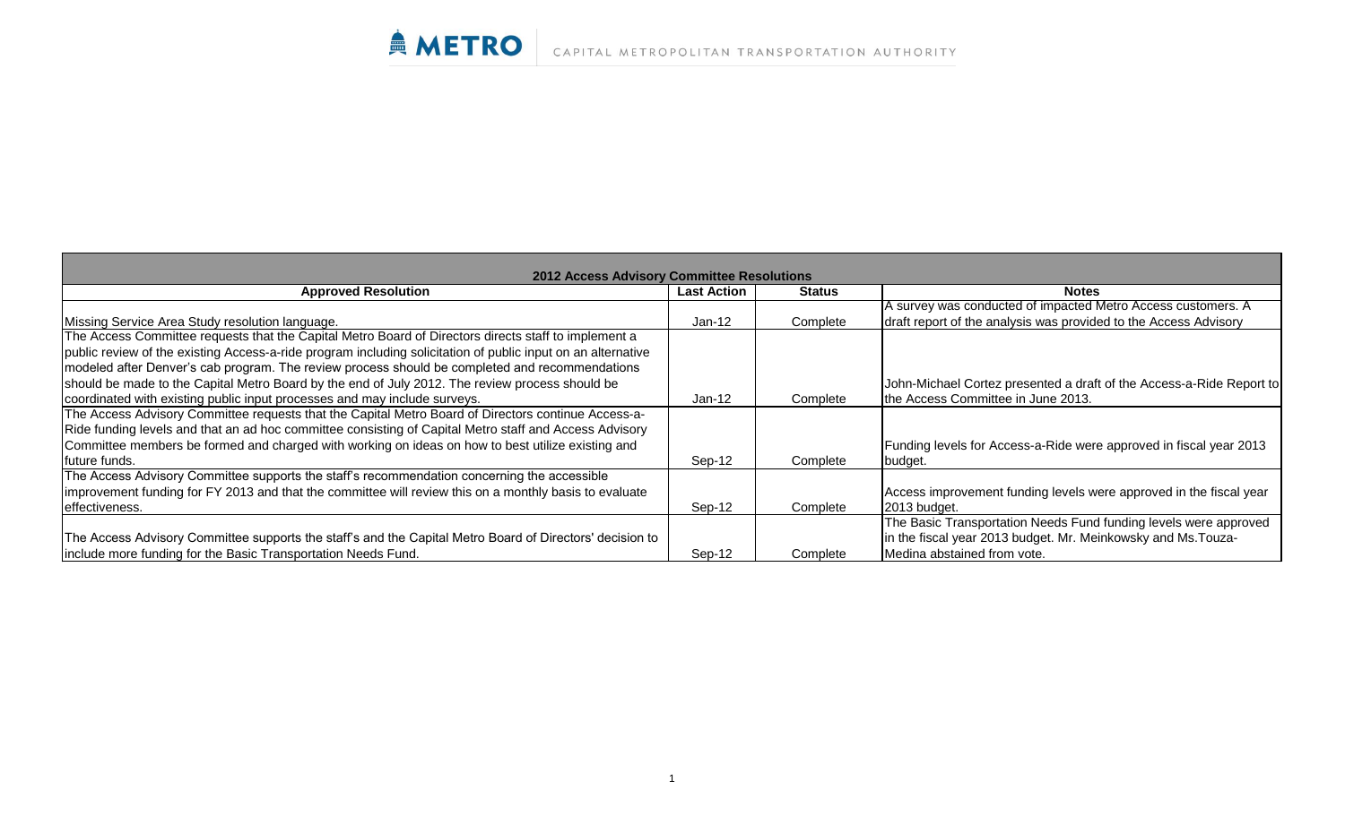METRO | CAPITAL METROPOLITAN TRANSPORTATION AUTHORITY

| 2012 Access Advisory Committee Resolutions | | | |
|---|---|---|---|
| **Approved Resolution** | **Last Action** | **Status** | **Notes** |
| Missing Service Area Study resolution language. | Jan-12 | Complete | A survey was conducted of impacted Metro Access customers. A draft report of the analysis was provided to the Access Advisory |
| The Access Committee requests that the Capital Metro Board of Directors directs staff to implement a public review of the existing Access-a-ride program including solicitation of public input on an alternative modeled after Denver's cab program. The review process should be completed and recommendations should be made to the Capital Metro Board by the end of July 2012. The review process should be coordinated with existing public input processes and may include surveys. | Jan-12 | Complete | John-Michael Cortez presented a draft of the Access-a-Ride Report to the Access Committee in June 2013. |
| The Access Advisory Committee requests that the Capital Metro Board of Directors continue Access-a-Ride funding levels and that an ad hoc committee consisting of Capital Metro staff and Access Advisory Committee members be formed and charged with working on ideas on how to best utilize existing and future funds. | Sep-12 | Complete | Funding levels for Access-a-Ride were approved in fiscal year 2013 budget. |
| The Access Advisory Committee supports the staff's recommendation concerning the accessible improvement funding for FY 2013 and that the committee will review this on a monthly basis to evaluate effectiveness. | Sep-12 | Complete | Access improvement funding levels were approved in the fiscal year 2013 budget. |
| The Access Advisory Committee supports the staff's and the Capital Metro Board of Directors' decision to include more funding for the Basic Transportation Needs Fund. | Sep-12 | Complete | The Basic Transportation Needs Fund funding levels were approved in the fiscal year 2013 budget. Mr. Meinkowsky and Ms.Touza-Medina abstained from vote. |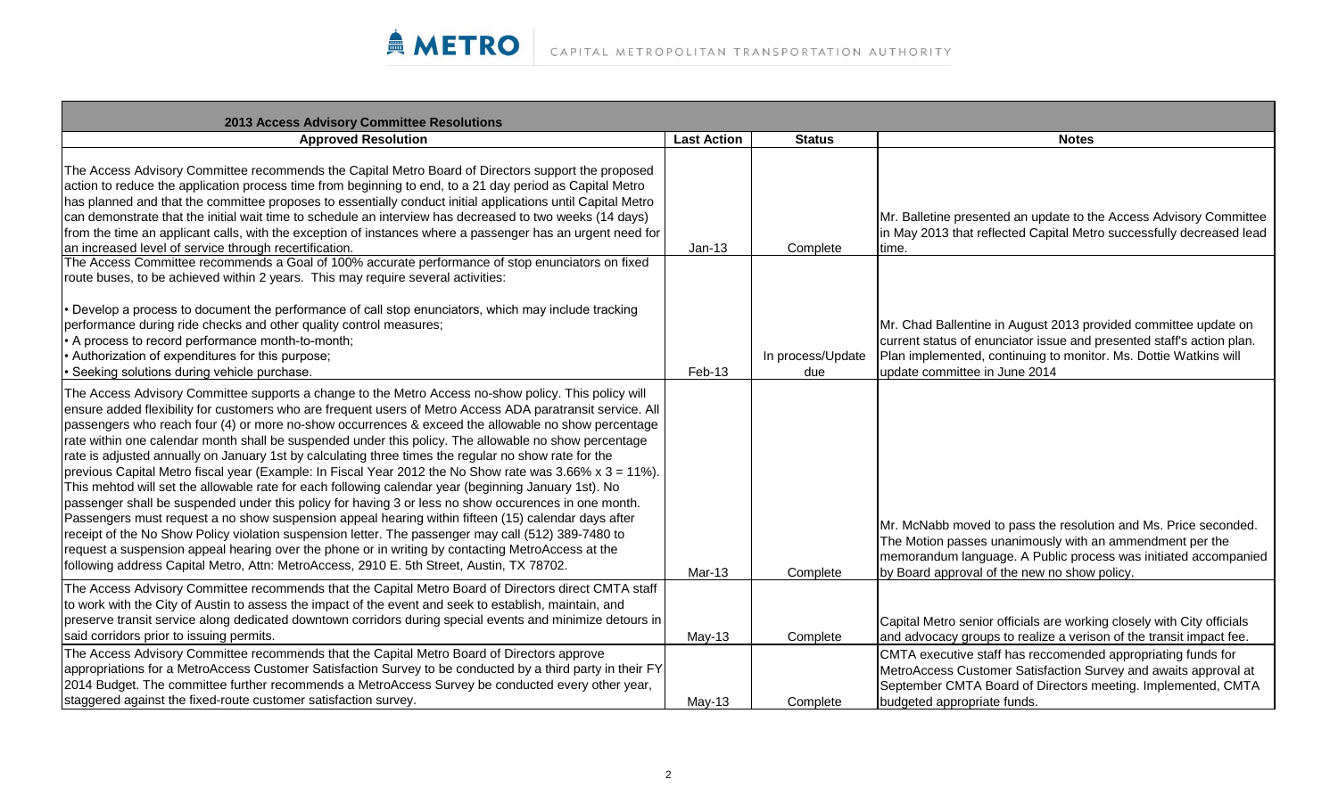## 2013 Access Advisory Committee Resolutions

| Approved Resolution | Last Action | Status | Notes |
| --- | --- | --- | --- |
| The Access Advisory Committee recommends the Capital Metro Board of Directors support the proposed action to reduce the application process time from beginning to end, to a 21 day period as Capital Metro has planned and that the committee proposes to essentially conduct initial applications until Capital Metro can demonstrate that the initial wait time to schedule an interview has decreased to two weeks (14 days) from the time an applicant calls, with the exception of instances where a passenger has an urgent need for an increased level of service through recertification. | Jan-13 | Complete | Mr. Balletine presented an update to the Access Advisory Committee in May 2013 that reflected Capital Metro successfully decreased lead time. |
| The Access Committee recommends a Goal of 100% accurate performance of stop enunciators on fixed route buses, to be achieved within 2 years. This may require several activities:<br><br>• Develop a process to document the performance of call stop enunciators, which may include tracking performance during ride checks and other quality control measures;<br>• A process to record performance month-to-month;<br>• Authorization of expenditures for this purpose;<br>• Seeking solutions during vehicle purchase. | Feb-13 | In process/Update due | Mr. Chad Ballentine in August 2013 provided committee update on current status of enunciator issue and presented staff's action plan. Plan implemented, continuing to monitor. Ms. Dottie Watkins will update committee in June 2014 |
| The Access Advisory Committee supports a change to the Metro Access no-show policy. This policy will ensure added flexibility for customers who are frequent users of Metro Access ADA paratransit service. All passengers who reach four (4) or more no-show occurrences & exceed the allowable no show percentage rate within one calendar month shall be suspended under this policy. The allowable no show percentage rate is adjusted annually on January 1st by calculating three times the regular no show rate for the previous Capital Metro fiscal year (Example: In Fiscal Year 2012 the No Show rate was 3.66% x 3 = 11%). This mehtod will set the allowable rate for each following calendar year (beginning January 1st). No passenger shall be suspended under this policy for having 3 or less no show occurences in one month. Passengers must request a no show suspension appeal hearing within fifteen (15) calendar days after receipt of the No Show Policy violation suspension letter. The passenger may call (512) 389-7480 to request a suspension appeal hearing over the phone or in writing by contacting MetroAccess at the following address Capital Metro, Attn: MetroAccess, 2910 E. 5th Street, Austin, TX 78702. | Mar-13 | Complete | Mr. McNabb moved to pass the resolution and Ms. Price seconded. The Motion passes unanimously with an ammendment per the memorandum language. A Public process was initiated accompanied by Board approval of the new no show policy. |
| The Access Advisory Committee recommends that the Capital Metro Board of Directors direct CMTA staff to work with the City of Austin to assess the impact of the event and seek to establish, maintain, and preserve transit service along dedicated downtown corridors during special events and minimize detours in said corridors prior to issuing permits. | May-13 | Complete | Capital Metro senior officials are working closely with City officials and advocacy groups to realize a verison of the transit impact fee. |
| The Access Advisory Committee recommends that the Capital Metro Board of Directors approve appropriations for a MetroAccess Customer Satisfaction Survey to be conducted by a third party in their FY 2014 Budget. The committee further recommends a MetroAccess Survey be conducted every other year, staggered against the fixed-route customer satisfaction survey. | May-13 | Complete | CMTA executive staff has reccomended appropriating funds for MetroAccess Customer Satisfaction Survey and awaits approval at September CMTA Board of Directors meeting. Implemented, CMTA budgeted appropriate funds. |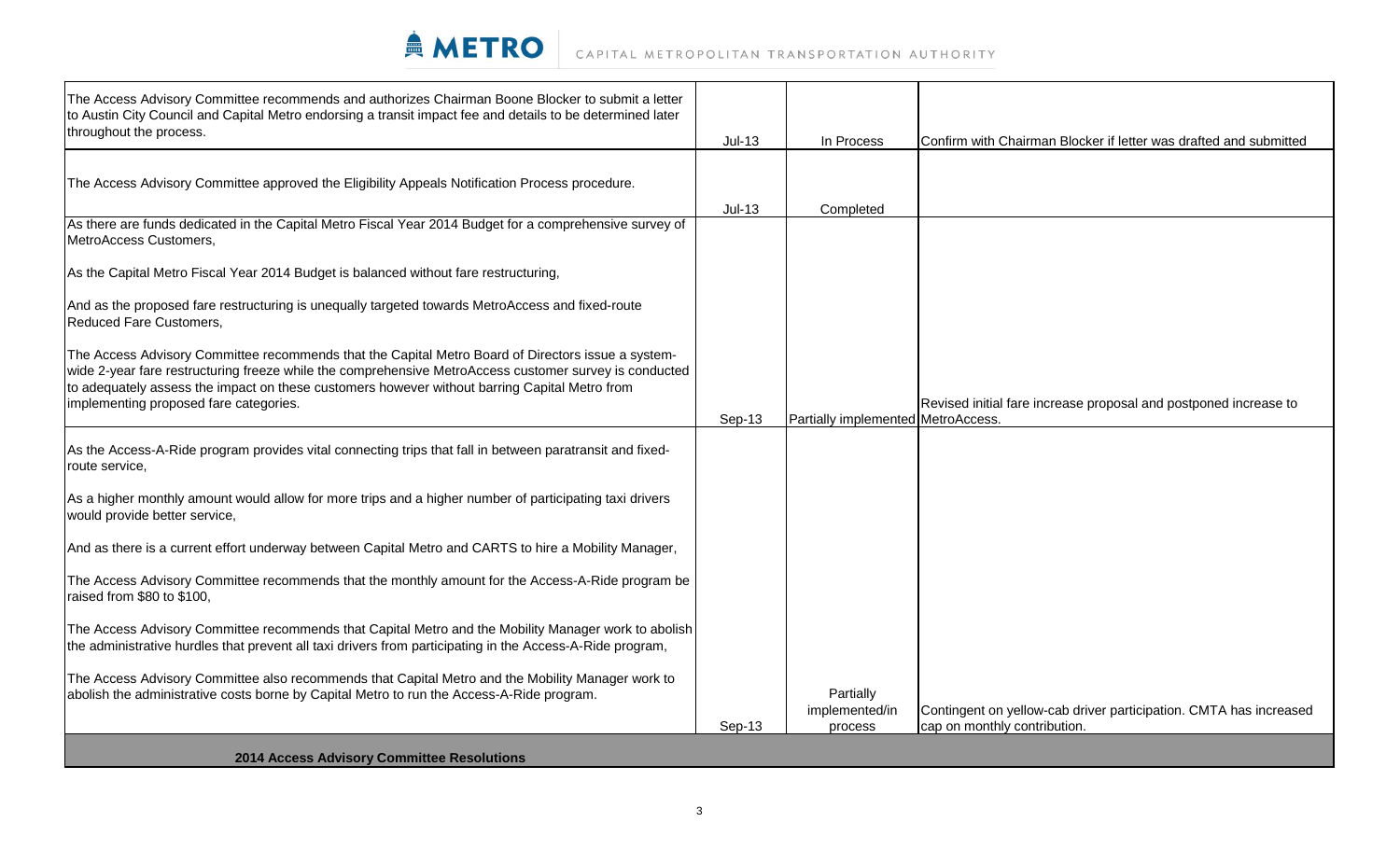| | | | |
|---|---|---|---|
| The Access Advisory Committee recommends and authorizes Chairman Boone Blocker to submit a letter to Austin City Council and Capital Metro endorsing a transit impact fee and details to be determined later throughout the process. | Jul-13 | In Process | Confirm with Chairman Blocker if letter was drafted and submitted |
| The Access Advisory Committee approved the Eligibility Appeals Notification Process procedure. | Jul-13 | Completed | |
| As there are funds dedicated in the Capital Metro Fiscal Year 2014 Budget for a comprehensive survey of MetroAccess Customers,<br><br>As the Capital Metro Fiscal Year 2014 Budget is balanced without fare restructuring,<br><br>And as the proposed fare restructuring is unequally targeted towards MetroAccess and fixed-route Reduced Fare Customers,<br><br>The Access Advisory Committee recommends that the Capital Metro Board of Directors issue a system-wide 2-year fare restructuring freeze while the comprehensive MetroAccess customer survey is conducted to adequately assess the impact on these customers however without barring Capital Metro from implementing proposed fare categories. | Sep-13 | Partially implemented | Revised initial fare increase proposal and postponed increase to MetroAccess. |
| As the Access-A-Ride program provides vital connecting trips that fall in between paratransit and fixed-route service,<br><br>As a higher monthly amount would allow for more trips and a higher number of participating taxi drivers would provide better service,<br><br>And as there is a current effort underway between Capital Metro and CARTS to hire a Mobility Manager,<br><br>The Access Advisory Committee recommends that the monthly amount for the Access-A-Ride program be raised from $80 to $100,<br><br>The Access Advisory Committee recommends that Capital Metro and the Mobility Manager work to abolish the administrative hurdles that prevent all taxi drivers from participating in the Access-A-Ride program,<br><br>The Access Advisory Committee also recommends that Capital Metro and the Mobility Manager work to abolish the administrative costs borne by Capital Metro to run the Access-A-Ride program. | Sep-13 | Partially implemented/in process | Contingent on yellow-cab driver participation. CMTA has increased cap on monthly contribution. |
| **2014 Access Advisory Committee Resolutions** | | | |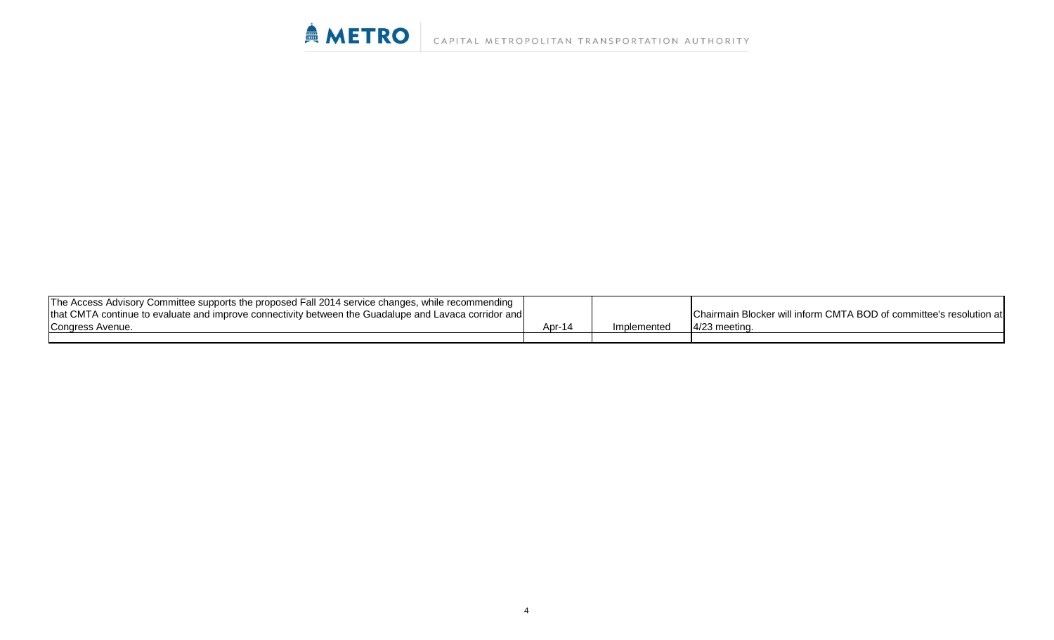| | | | |
|---|---|---|---|
| The Access Advisory Committee supports the proposed Fall 2014 service changes, while recommending that CMTA continue to evaluate and improve connectivity between the Guadalupe and Lavaca corridor and Congress Avenue. | Apr-14 | Implemented | Chairmain Blocker will inform CMTA BOD of committee's resolution at 4/23 meeting. |
| | | | |